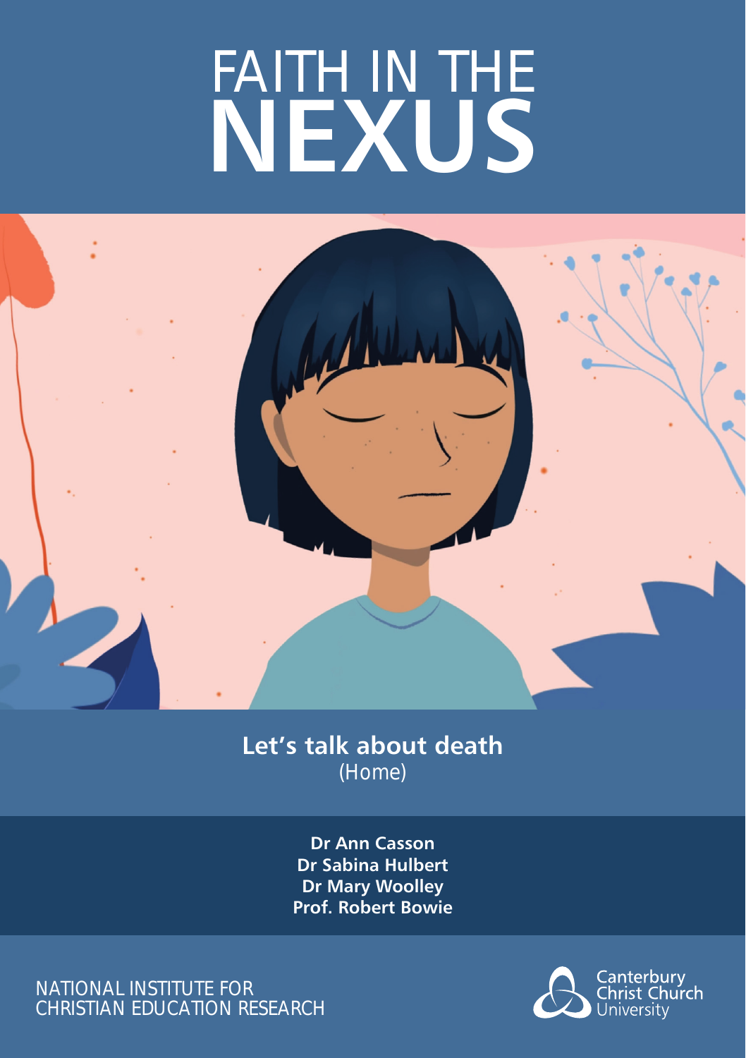# FAITH IN THE NEXUS

## Let's talk about death

(Home)

**Dr Ann Casson**
**Dr Sabina Hulbert**
**Dr Mary Woolley**
**Prof. Robert Bowie**

NATIONAL INSTITUTE FOR CHRISTIAN EDUCATION RESEARCH

Canterbury Christ Church University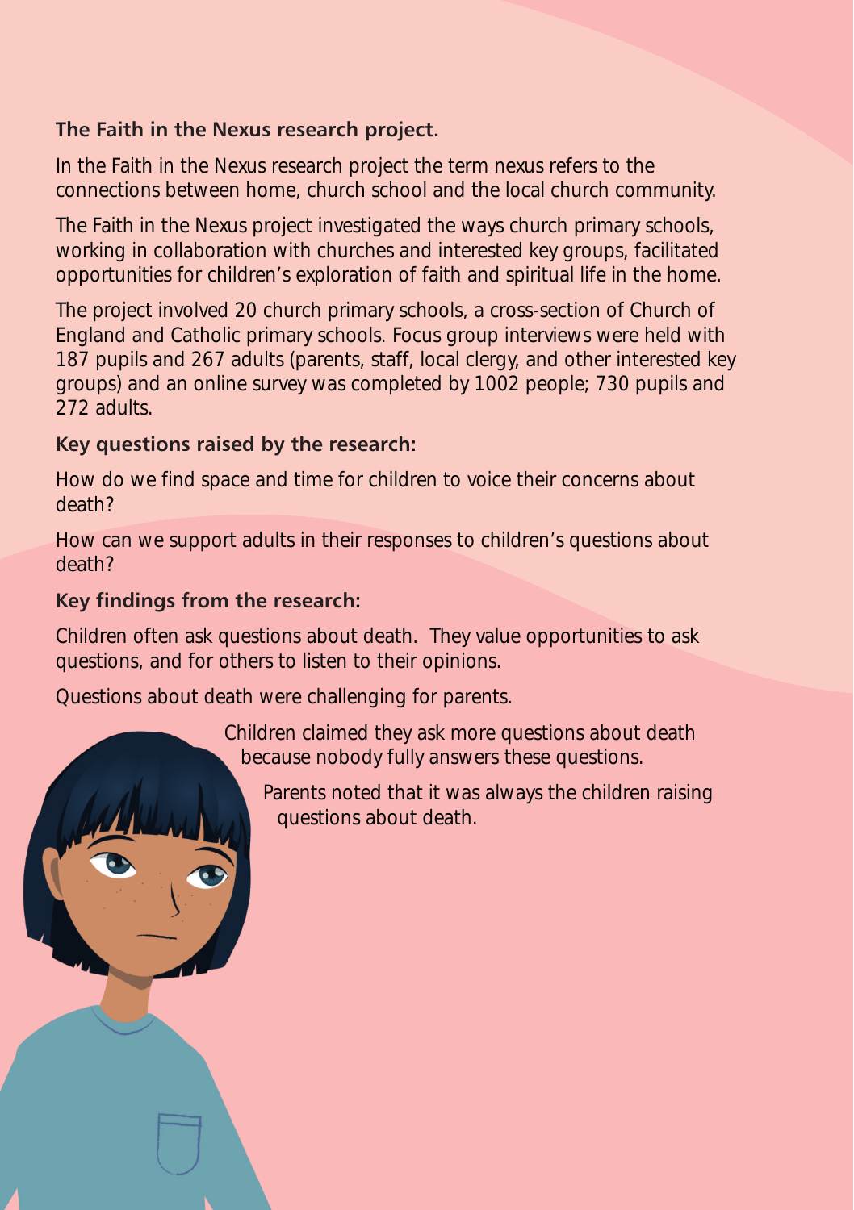**The Faith in the Nexus research project.**

In the Faith in the Nexus research project the term nexus refers to the connections between home, church school and the local church community.

The Faith in the Nexus project investigated the ways church primary schools, working in collaboration with churches and interested key groups, facilitated opportunities for children's exploration of faith and spiritual life in the home.

The project involved 20 church primary schools, a cross-section of Church of England and Catholic primary schools. Focus group interviews were held with 187 pupils and 267 adults (parents, staff, local clergy, and other interested key groups) and an online survey was completed by 1002 people; 730 pupils and 272 adults.

**Key questions raised by the research:**

How do we find space and time for children to voice their concerns about death?

How can we support adults in their responses to children's questions about death?

**Key findings from the research:**

Children often ask questions about death. They value opportunities to ask questions, and for others to listen to their opinions.

Questions about death were challenging for parents.

Children claimed they ask more questions about death because nobody fully answers these questions.

Parents noted that it was always the children raising questions about death.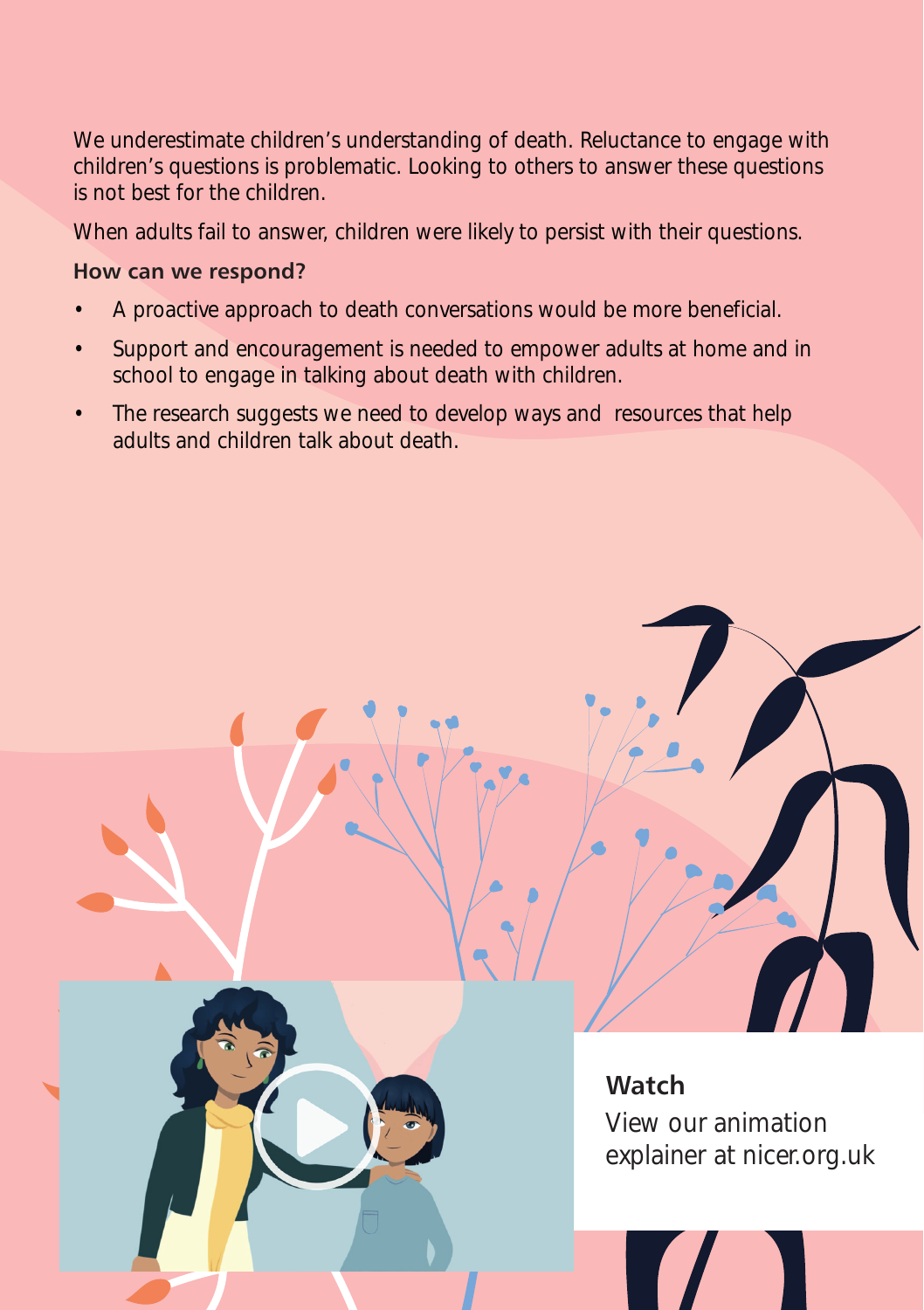We underestimate children's understanding of death. Reluctance to engage with children's questions is problematic. Looking to others to answer these questions is not best for the children.

When adults fail to answer, children were likely to persist with their questions.

**How can we respond?**

- A proactive approach to death conversations would be more beneficial.
- Support and encouragement is needed to empower adults at home and in school to engage in talking about death with children.
- The research suggests we need to develop ways and resources that help adults and children talk about death.

**Watch**

View our animation explainer at nicer.org.uk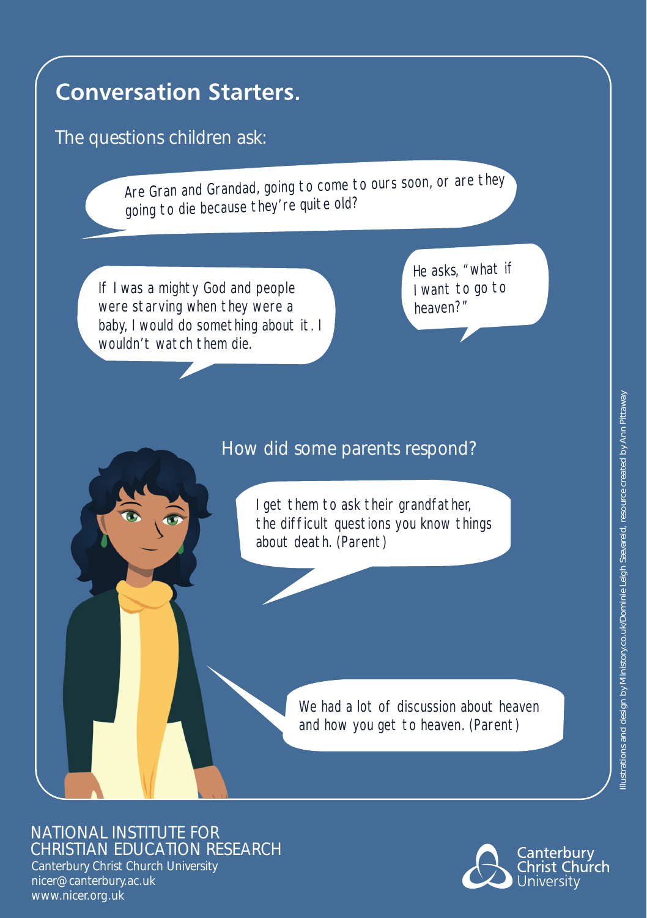## Conversation Starters.

The questions children ask:

Are Gran and Grandad, going to come to ours soon, or are they going to die because they're quite old?

If I was a mighty God and people were starving when they were a baby, I would do something about it. I wouldn't watch them die.

He asks, "what if I want to go to heaven?"

How did some parents respond?

I get them to ask their grandfather, the difficult questions you know things about death. (Parent)

We had a lot of discussion about heaven and how you get to heaven. (Parent)

Illustrations and design by Ministory.co.uk/Dominie Leigh Seavard, resource created by Ann Pittaway

NATIONAL INSTITUTE FOR CHRISTIAN EDUCATION RESEARCH
Canterbury Christ Church University
nicer@canterbury.ac.uk
www.nicer.org.uk

Canterbury Christ Church University